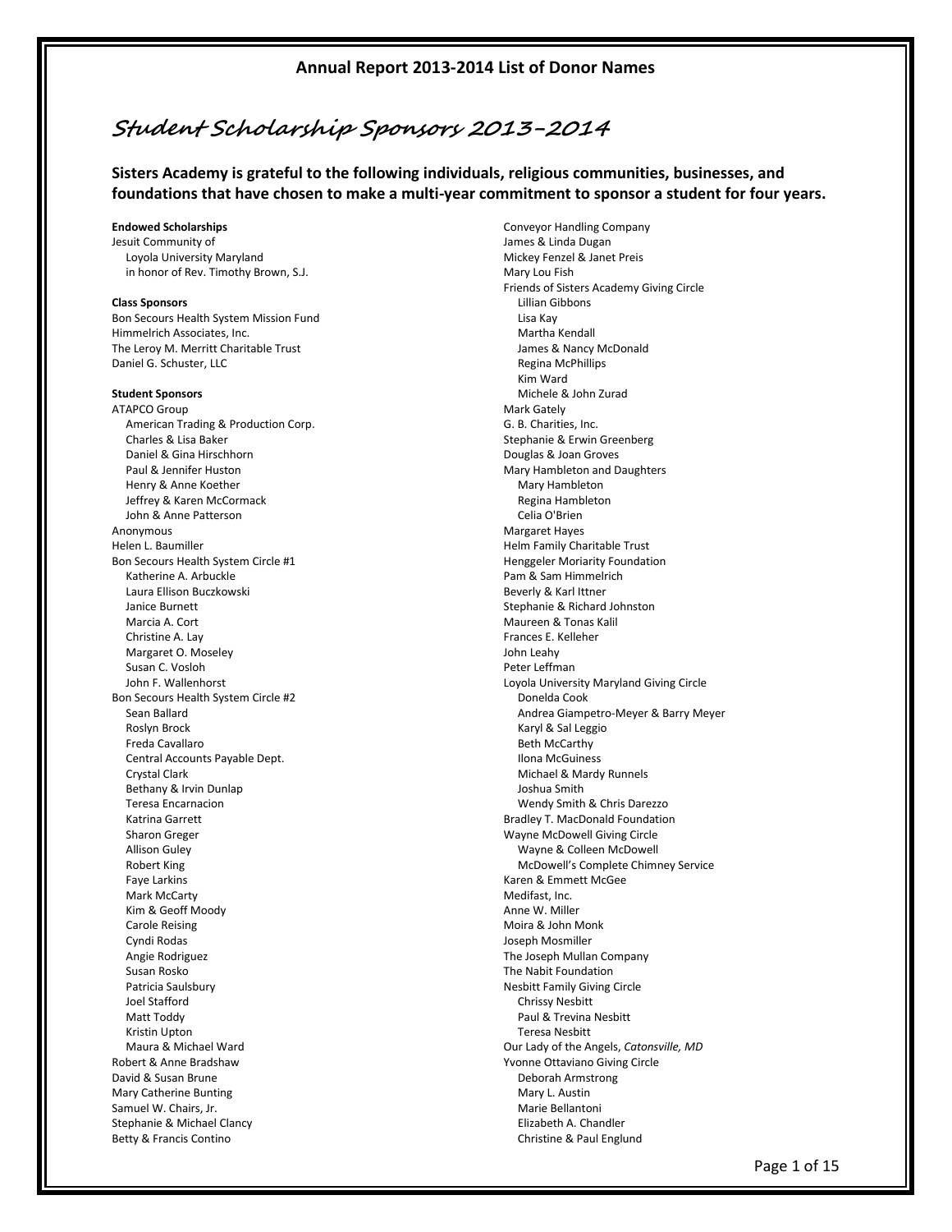# Annual Report 2013-2014 List of Donor Names

## *Student Scholarship Sponsors 2013-2014*

**Sisters Academy is grateful to the following individuals, religious communities, businesses, and foundations that have chosen to make a multi-year commitment to sponsor a student for four years.**

**Endowed Scholarships**

Jesuit Community of
  Loyola University Maryland
  in honor of Rev. Timothy Brown, S.J.

**Class Sponsors**

Bon Secours Health System Mission Fund
Himmelrich Associates, Inc.
The Leroy M. Merritt Charitable Trust
Daniel G. Schuster, LLC

**Student Sponsors**

ATAPCO Group
  American Trading & Production Corp.
  Charles & Lisa Baker
  Daniel & Gina Hirschhorn
  Paul & Jennifer Huston
  Henry & Anne Koether
  Jeffrey & Karen McCormack
  John & Anne Patterson
Anonymous
Helen L. Baumiller
Bon Secours Health System Circle #1
  Katherine A. Arbuckle
  Laura Ellison Buczkowski
  Janice Burnett
  Marcia A. Cort
  Christine A. Lay
  Margaret O. Moseley
  Susan C. Vosloh
  John F. Wallenhorst
Bon Secours Health System Circle #2
  Sean Ballard
  Roslyn Brock
  Freda Cavallaro
  Central Accounts Payable Dept.
  Crystal Clark
  Bethany & Irvin Dunlap
  Teresa Encarnacion
  Katrina Garrett
  Sharon Greger
  Allison Guley
  Robert King
  Faye Larkins
  Mark McCarty
  Kim & Geoff Moody
  Carole Reising
  Cyndi Rodas
  Angie Rodriguez
  Susan Rosko
  Patricia Saulsbury
  Joel Stafford
  Matt Toddy
  Kristin Upton
  Maura & Michael Ward
Robert & Anne Bradshaw
David & Susan Brune
Mary Catherine Bunting
Samuel W. Chairs, Jr.
Stephanie & Michael Clancy
Betty & Francis Contino
Conveyor Handling Company
James & Linda Dugan
Mickey Fenzel & Janet Preis
Mary Lou Fish
Friends of Sisters Academy Giving Circle
  Lillian Gibbons
  Lisa Kay
  Martha Kendall
  James & Nancy McDonald
  Regina McPhillips
  Kim Ward
  Michele & John Zurad
Mark Gately
G. B. Charities, Inc.
Stephanie & Erwin Greenberg
Douglas & Joan Groves
Mary Hambleton and Daughters
  Mary Hambleton
  Regina Hambleton
  Celia O'Brien
Margaret Hayes
Helm Family Charitable Trust
Henggeler Moriarity Foundation
Pam & Sam Himmelrich
Beverly & Karl Ittner
Stephanie & Richard Johnston
Maureen & Tonas Kalil
Frances E. Kelleher
John Leahy
Peter Leffman
Loyola University Maryland Giving Circle
  Donelda Cook
  Andrea Giampetro-Meyer & Barry Meyer
  Karyl & Sal Leggio
  Beth McCarthy
  Ilona McGuiness
  Michael & Mardy Runnels
  Joshua Smith
  Wendy Smith & Chris Darezzo
Bradley T. MacDonald Foundation
Wayne McDowell Giving Circle
  Wayne & Colleen McDowell
  McDowell's Complete Chimney Service
Karen & Emmett McGee
Medifast, Inc.
Anne W. Miller
Moira & John Monk
Joseph Mosmiller
The Joseph Mullan Company
The Nabit Foundation
Nesbitt Family Giving Circle
  Chrissy Nesbitt
  Paul & Trevina Nesbitt
  Teresa Nesbitt
Our Lady of the Angels, *Catonsville, MD*
Yvonne Ottaviano Giving Circle
  Deborah Armstrong
  Mary L. Austin
  Marie Bellantoni
  Elizabeth A. Chandler
  Christine & Paul Englund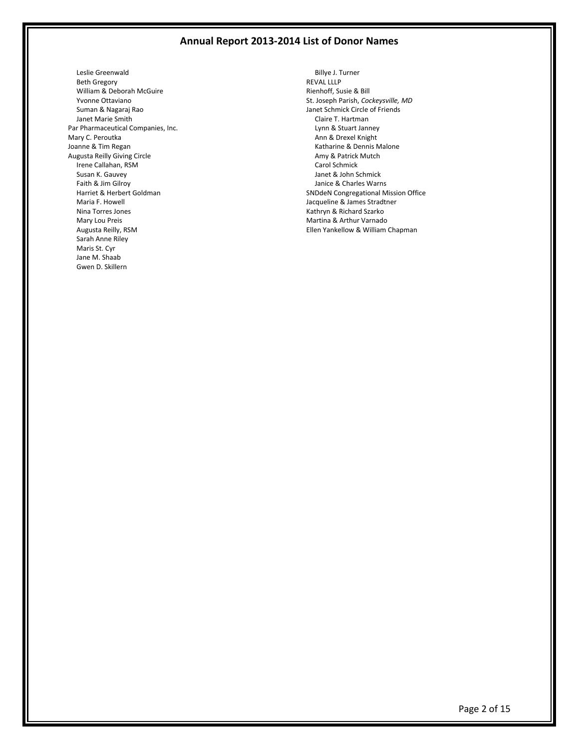# Annual Report 2013-2014 List of Donor Names

- Leslie Greenwald
- Beth Gregory
- William & Deborah McGuire
- Yvonne Ottaviano
- Suman & Nagaraj Rao
- Janet Marie Smith

Par Pharmaceutical Companies, Inc.

Mary C. Peroutka

Joanne & Tim Regan

Augusta Reilly Giving Circle

- Irene Callahan, RSM
- Susan K. Gauvey
- Faith & Jim Gilroy
- Harriet & Herbert Goldman
- Maria F. Howell
- Nina Torres Jones
- Mary Lou Preis
- Augusta Reilly, RSM
- Sarah Anne Riley
- Maris St. Cyr
- Jane M. Shaab
- Gwen D. Skillern
- Billye J. Turner

REVAL LLLP

Rienhoff, Susie & Bill

St. Joseph Parish, *Cockeysville, MD*

Janet Schmick Circle of Friends

- Claire T. Hartman
- Lynn & Stuart Janney
- Ann & Drexel Knight
- Katharine & Dennis Malone
- Amy & Patrick Mutch
- Carol Schmick
- Janet & John Schmick
- Janice & Charles Warns

SNDdeN Congregational Mission Office

Jacqueline & James Stradtner

Kathryn & Richard Szarko

Martina & Arthur Varnado

Ellen Yankellow & William Chapman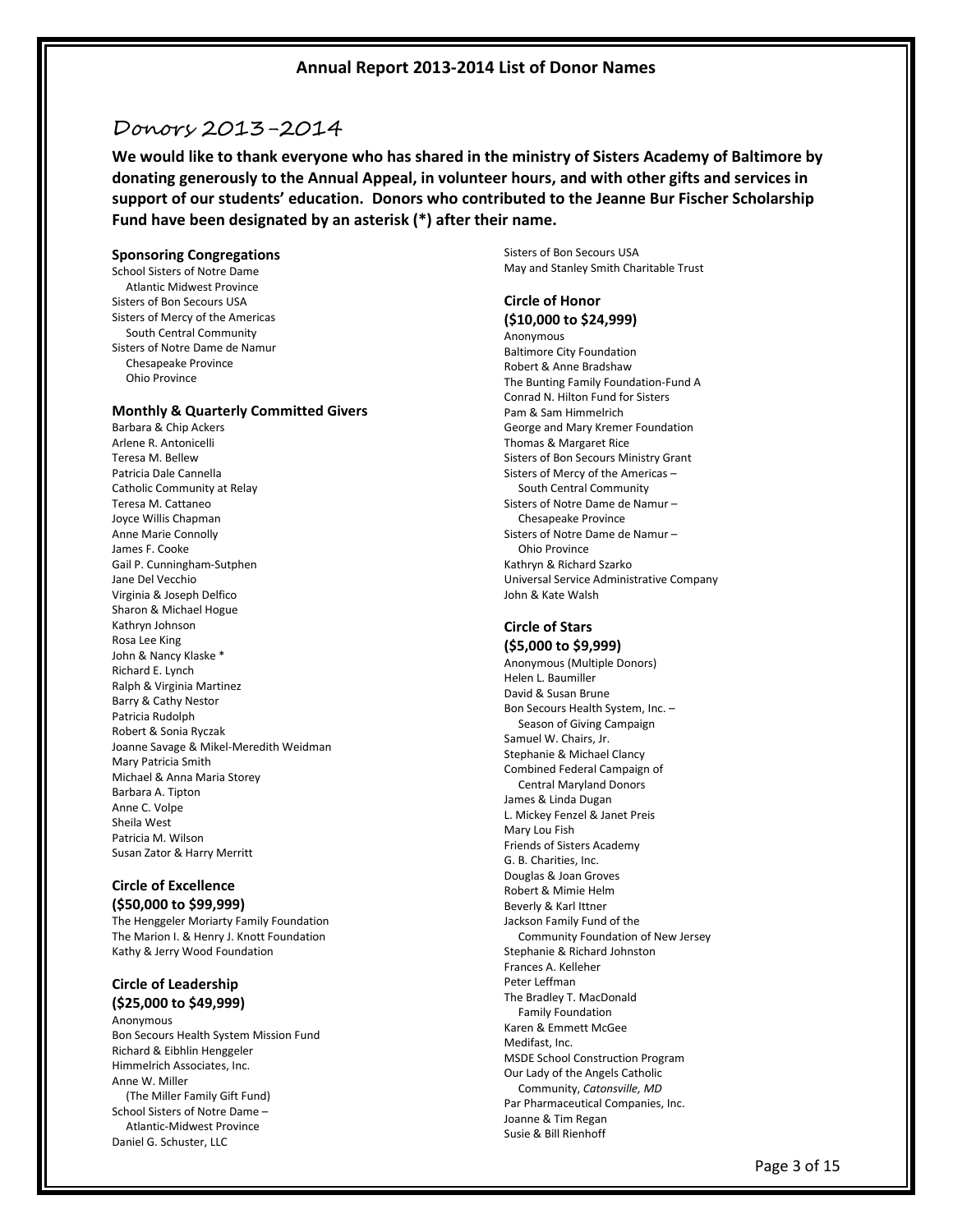# Annual Report 2013-2014 List of Donor Names

## Donors 2013–2014

**We would like to thank everyone who has shared in the ministry of Sisters Academy of Baltimore by donating generously to the Annual Appeal, in volunteer hours, and with other gifts and services in support of our students' education. Donors who contributed to the Jeanne Bur Fischer Scholarship Fund have been designated by an asterisk (*) after their name.**

### Sponsoring Congregations

School Sisters of Notre Dame
  Atlantic Midwest Province
Sisters of Bon Secours USA
Sisters of Mercy of the Americas
  South Central Community
Sisters of Notre Dame de Namur
  Chesapeake Province
  Ohio Province

### Monthly & Quarterly Committed Givers

Barbara & Chip Ackers
Arlene R. Antonicelli
Teresa M. Bellew
Patricia Dale Cannella
Catholic Community at Relay
Teresa M. Cattaneo
Joyce Willis Chapman
Anne Marie Connolly
James F. Cooke
Gail P. Cunningham-Sutphen
Jane Del Vecchio
Virginia & Joseph Delfico
Sharon & Michael Hogue
Kathryn Johnson
Rosa Lee King
John & Nancy Klaske *
Richard E. Lynch
Ralph & Virginia Martinez
Barry & Cathy Nestor
Patricia Rudolph
Robert & Sonia Ryczak
Joanne Savage & Mikel-Meredith Weidman
Mary Patricia Smith
Michael & Anna Maria Storey
Barbara A. Tipton
Anne C. Volpe
Sheila West
Patricia M. Wilson
Susan Zator & Harry Merritt

### Circle of Excellence
### ($50,000 to $99,999)

The Henggeler Moriarty Family Foundation
The Marion I. & Henry J. Knott Foundation
Kathy & Jerry Wood Foundation

### Circle of Leadership
### ($25,000 to $49,999)

Anonymous
Bon Secours Health System Mission Fund
Richard & Eibhlin Henggeler
Himmelrich Associates, Inc.
Anne W. Miller
  (The Miller Family Gift Fund)
School Sisters of Notre Dame –
  Atlantic-Midwest Province
Daniel G. Schuster, LLC
Sisters of Bon Secours USA
May and Stanley Smith Charitable Trust

### Circle of Honor
### ($10,000 to $24,999)

Anonymous
Baltimore City Foundation
Robert & Anne Bradshaw
The Bunting Family Foundation-Fund A
Conrad N. Hilton Fund for Sisters
Pam & Sam Himmelrich
George and Mary Kremer Foundation
Thomas & Margaret Rice
Sisters of Bon Secours Ministry Grant
Sisters of Mercy of the Americas –
  South Central Community
Sisters of Notre Dame de Namur –
  Chesapeake Province
Sisters of Notre Dame de Namur –
  Ohio Province
Kathryn & Richard Szarko
Universal Service Administrative Company
John & Kate Walsh

### Circle of Stars
### ($5,000 to $9,999)

Anonymous (Multiple Donors)
Helen L. Baumiller
David & Susan Brune
Bon Secours Health System, Inc. –
  Season of Giving Campaign
Samuel W. Chairs, Jr.
Stephanie & Michael Clancy
Combined Federal Campaign of
  Central Maryland Donors
James & Linda Dugan
L. Mickey Fenzel & Janet Preis
Mary Lou Fish
Friends of Sisters Academy
G. B. Charities, Inc.
Douglas & Joan Groves
Robert & Mimie Helm
Beverly & Karl Ittner
Jackson Family Fund of the
  Community Foundation of New Jersey
Stephanie & Richard Johnston
Frances A. Kelleher
Peter Leffman
The Bradley T. MacDonald
  Family Foundation
Karen & Emmett McGee
Medifast, Inc.
MSDE School Construction Program
Our Lady of the Angels Catholic
  Community, *Catonsville, MD*
Par Pharmaceutical Companies, Inc.
Joanne & Tim Regan
Susie & Bill Rienhoff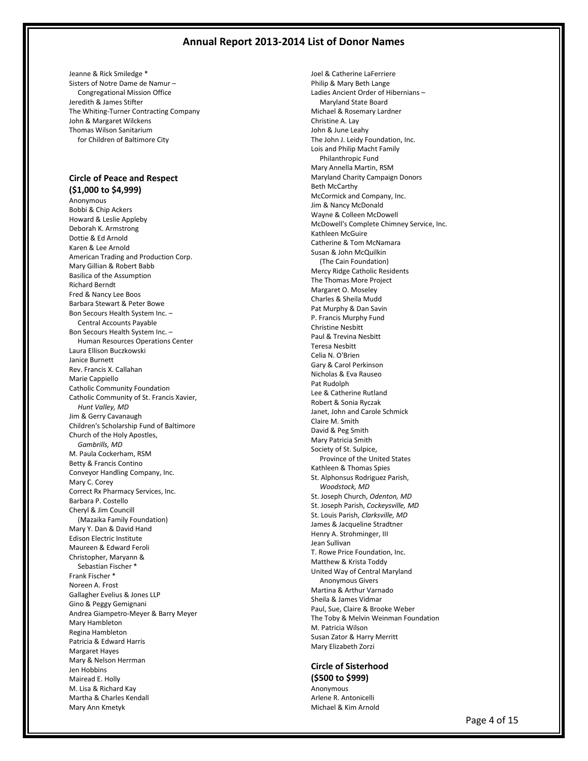## Annual Report 2013-2014 List of Donor Names

Jeanne & Rick Smiledge *
Sisters of Notre Dame de Namur – Congregational Mission Office
Jeredith & James Stifter
The Whiting-Turner Contracting Company
John & Margaret Wilckens
Thomas Wilson Sanitarium for Children of Baltimore City

### Circle of Peace and Respect ($1,000 to $4,999)

Anonymous
Bobbi & Chip Ackers
Howard & Leslie Appleby
Deborah K. Armstrong
Dottie & Ed Arnold
Karen & Lee Arnold
American Trading and Production Corp.
Mary Gillian & Robert Babb
Basilica of the Assumption
Richard Berndt
Fred & Nancy Lee Boos
Barbara Stewart & Peter Bowe
Bon Secours Health System Inc. – Central Accounts Payable
Bon Secours Health System Inc. – Human Resources Operations Center
Laura Ellison Buczkowski
Janice Burnett
Rev. Francis X. Callahan
Marie Cappiello
Catholic Community Foundation
Catholic Community of St. Francis Xavier, *Hunt Valley, MD*
Jim & Gerry Cavanaugh
Children's Scholarship Fund of Baltimore
Church of the Holy Apostles, *Gambrills, MD*
M. Paula Cockerham, RSM
Betty & Francis Contino
Conveyor Handling Company, Inc.
Mary C. Corey
Correct Rx Pharmacy Services, Inc.
Barbara P. Costello
Cheryl & Jim Councill (Mazaika Family Foundation)
Mary Y. Dan & David Hand
Edison Electric Institute
Maureen & Edward Feroli
Christopher, Maryann & Sebastian Fischer *
Frank Fischer *
Noreen A. Frost
Gallagher Evelius & Jones LLP
Gino & Peggy Gemignani
Andrea Giampetro-Meyer & Barry Meyer
Mary Hambleton
Regina Hambleton
Patricia & Edward Harris
Margaret Hayes
Mary & Nelson Herrman
Jen Hobbins
Mairead E. Holly
M. Lisa & Richard Kay
Martha & Charles Kendall
Mary Ann Kmetyk
Joel & Catherine LaFerriere
Philip & Mary Beth Lange
Ladies Ancient Order of Hibernians – Maryland State Board
Michael & Rosemary Lardner
Christine A. Lay
John & June Leahy
The John J. Leidy Foundation, Inc.
Lois and Philip Macht Family Philanthropic Fund
Mary Annella Martin, RSM
Maryland Charity Campaign Donors
Beth McCarthy
McCormick and Company, Inc.
Jim & Nancy McDonald
Wayne & Colleen McDowell
McDowell's Complete Chimney Service, Inc.
Kathleen McGuire
Catherine & Tom McNamara
Susan & John McQuilkin (The Cain Foundation)
Mercy Ridge Catholic Residents
The Thomas More Project
Margaret O. Moseley
Charles & Sheila Mudd
Pat Murphy & Dan Savin
P. Francis Murphy Fund
Christine Nesbitt
Paul & Trevina Nesbitt
Teresa Nesbitt
Celia N. O'Brien
Gary & Carol Perkinson
Nicholas & Eva Rauseo
Pat Rudolph
Lee & Catherine Rutland
Robert & Sonia Ryczak
Janet, John and Carole Schmick
Claire M. Smith
David & Peg Smith
Mary Patricia Smith
Society of St. Sulpice, Province of the United States
Kathleen & Thomas Spies
St. Alphonsus Rodriguez Parish, *Woodstock, MD*
St. Joseph Church, *Odenton, MD*
St. Joseph Parish, *Cockeysville, MD*
St. Louis Parish, *Clarksville, MD*
James & Jacqueline Stradtner
Henry A. Strohminger, III
Jean Sullivan
T. Rowe Price Foundation, Inc.
Matthew & Krista Toddy
United Way of Central Maryland Anonymous Givers
Martina & Arthur Varnado
Sheila & James Vidmar
Paul, Sue, Claire & Brooke Weber
The Toby & Melvin Weinman Foundation
M. Patricia Wilson
Susan Zator & Harry Merritt
Mary Elizabeth Zorzi

### Circle of Sisterhood ($500 to $999)

Anonymous
Arlene R. Antonicelli
Michael & Kim Arnold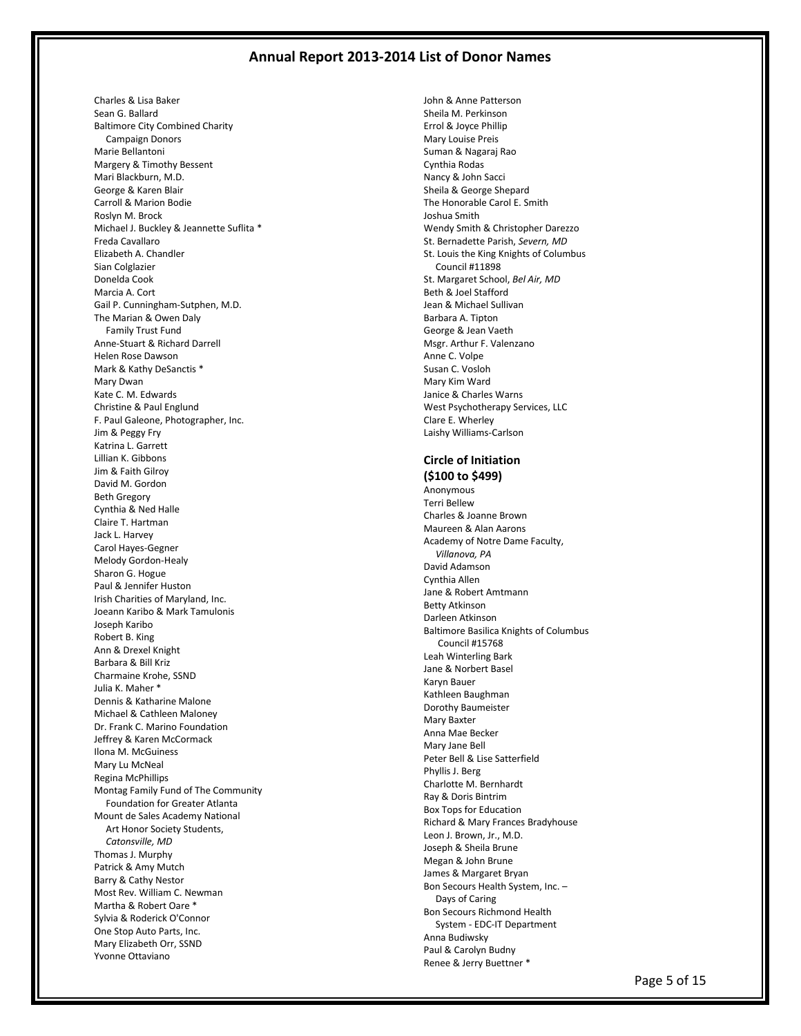# Annual Report 2013-2014 List of Donor Names

Charles & Lisa Baker
Sean G. Ballard
Baltimore City Combined Charity Campaign Donors
Marie Bellantoni
Margery & Timothy Bessent
Mari Blackburn, M.D.
George & Karen Blair
Carroll & Marion Bodie
Roslyn M. Brock
Michael J. Buckley & Jeannette Suflita *
Freda Cavallaro
Elizabeth A. Chandler
Sian Colglazier
Donelda Cook
Marcia A. Cort
Gail P. Cunningham-Sutphen, M.D.
The Marian & Owen Daly Family Trust Fund
Anne-Stuart & Richard Darrell
Helen Rose Dawson
Mark & Kathy DeSanctis *
Mary Dwan
Kate C. M. Edwards
Christine & Paul Englund
F. Paul Galeone, Photographer, Inc.
Jim & Peggy Fry
Katrina L. Garrett
Lillian K. Gibbons
Jim & Faith Gilroy
David M. Gordon
Beth Gregory
Cynthia & Ned Halle
Claire T. Hartman
Jack L. Harvey
Carol Hayes-Gegner
Melody Gordon-Healy
Sharon G. Hogue
Paul & Jennifer Huston
Irish Charities of Maryland, Inc.
Joeann Karibo & Mark Tamulonis
Joseph Karibo
Robert B. King
Ann & Drexel Knight
Barbara & Bill Kriz
Charmaine Krohe, SSND
Julia K. Maher *
Dennis & Katharine Malone
Michael & Cathleen Maloney
Dr. Frank C. Marino Foundation
Jeffrey & Karen McCormack
Ilona M. McGuiness
Mary Lu McNeal
Regina McPhillips
Montag Family Fund of The Community Foundation for Greater Atlanta
Mount de Sales Academy National Art Honor Society Students, *Catonsville, MD*
Thomas J. Murphy
Patrick & Amy Mutch
Barry & Cathy Nestor
Most Rev. William C. Newman
Martha & Robert Oare *
Sylvia & Roderick O'Connor
One Stop Auto Parts, Inc.
Mary Elizabeth Orr, SSND
Yvonne Ottaviano
John & Anne Patterson
Sheila M. Perkinson
Errol & Joyce Phillip
Mary Louise Preis
Suman & Nagaraj Rao
Cynthia Rodas
Nancy & John Sacci
Sheila & George Shepard
The Honorable Carol E. Smith
Joshua Smith
Wendy Smith & Christopher Darezzo
St. Bernadette Parish, *Severn, MD*
St. Louis the King Knights of Columbus Council #11898
St. Margaret School, *Bel Air, MD*
Beth & Joel Stafford
Jean & Michael Sullivan
Barbara A. Tipton
George & Jean Vaeth
Msgr. Arthur F. Valenzano
Anne C. Volpe
Susan C. Vosloh
Mary Kim Ward
Janice & Charles Warns
West Psychotherapy Services, LLC
Clare E. Wherley
Laishy Williams-Carlson

### Circle of Initiation
### ($100 to $499)

Anonymous
Terri Bellew
Charles & Joanne Brown
Maureen & Alan Aarons
Academy of Notre Dame Faculty, *Villanova, PA*
David Adamson
Cynthia Allen
Jane & Robert Amtmann
Betty Atkinson
Darleen Atkinson
Baltimore Basilica Knights of Columbus Council #15768
Leah Winterling Bark
Jane & Norbert Basel
Karyn Bauer
Kathleen Baughman
Dorothy Baumeister
Mary Baxter
Anna Mae Becker
Mary Jane Bell
Peter Bell & Lise Satterfield
Phyllis J. Berg
Charlotte M. Bernhardt
Ray & Doris Bintrim
Box Tops for Education
Richard & Mary Frances Bradyhouse
Leon J. Brown, Jr., M.D.
Joseph & Sheila Brune
Megan & John Brune
James & Margaret Bryan
Bon Secours Health System, Inc. – Days of Caring
Bon Secours Richmond Health System - EDC-IT Department
Anna Budiwsky
Paul & Carolyn Budny
Renee & Jerry Buettner *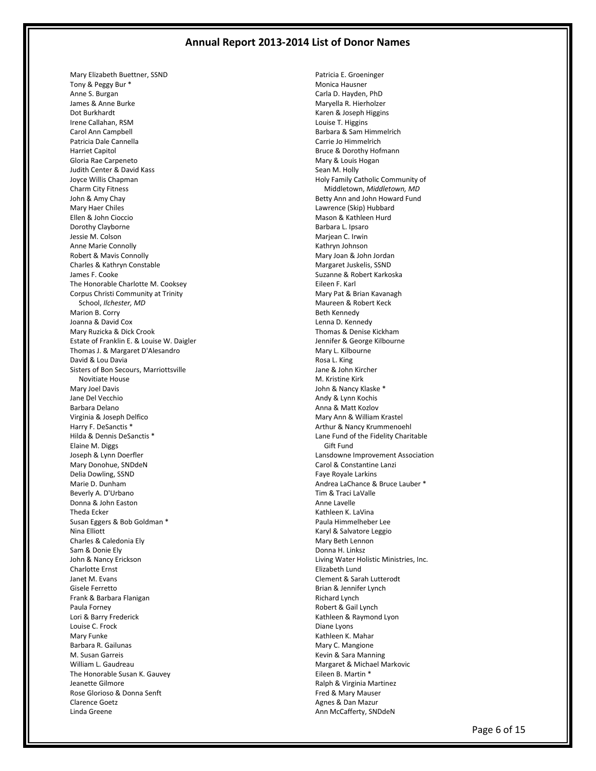## Annual Report 2013-2014 List of Donor Names

Mary Elizabeth Buettner, SSND
Tony & Peggy Bur *
Anne S. Burgan
James & Anne Burke
Dot Burkhardt
Irene Callahan, RSM
Carol Ann Campbell
Patricia Dale Cannella
Harriet Capitol
Gloria Rae Carpeneto
Judith Center & David Kass
Joyce Willis Chapman
Charm City Fitness
John & Amy Chay
Mary Haer Chiles
Ellen & John Cioccio
Dorothy Clayborne
Jessie M. Colson
Anne Marie Connolly
Robert & Mavis Connolly
Charles & Kathryn Constable
James F. Cooke
The Honorable Charlotte M. Cooksey
Corpus Christi Community at Trinity School, *Ilchester, MD*
Marion B. Corry
Joanna & David Cox
Mary Ruzicka & Dick Crook
Estate of Franklin E. & Louise W. Daigler
Thomas J. & Margaret D'Alesandro
David & Lou Davia
Sisters of Bon Secours, Marriottsville Novitiate House
Mary Joel Davis
Jane Del Vecchio
Barbara Delano
Virginia & Joseph Delfico
Harry F. DeSanctis *
Hilda & Dennis DeSanctis *
Elaine M. Diggs
Joseph & Lynn Doerfler
Mary Donohue, SNDdeN
Delia Dowling, SSND
Marie D. Dunham
Beverly A. D'Urbano
Donna & John Easton
Theda Ecker
Susan Eggers & Bob Goldman *
Nina Elliott
Charles & Caledonia Ely
Sam & Donie Ely
John & Nancy Erickson
Charlotte Ernst
Janet M. Evans
Gisele Ferretto
Frank & Barbara Flanigan
Paula Forney
Lori & Barry Frederick
Louise C. Frock
Mary Funke
Barbara R. Gailunas
M. Susan Garreis
William L. Gaudreau
The Honorable Susan K. Gauvey
Jeanette Gilmore
Rose Glorioso & Donna Senft
Clarence Goetz
Linda Greene
Patricia E. Groeninger
Monica Hausner
Carla D. Hayden, PhD
Maryella R. Hierholzer
Karen & Joseph Higgins
Louise T. Higgins
Barbara & Sam Himmelrich
Carrie Jo Himmelrich
Bruce & Dorothy Hofmann
Mary & Louis Hogan
Sean M. Holly
Holy Family Catholic Community of Middletown, *Middletown, MD*
Betty Ann and John Howard Fund
Lawrence (Skip) Hubbard
Mason & Kathleen Hurd
Barbara L. Ipsaro
Marjean C. Irwin
Kathryn Johnson
Mary Joan & John Jordan
Margaret Juskelis, SSND
Suzanne & Robert Karkoska
Eileen F. Karl
Mary Pat & Brian Kavanagh
Maureen & Robert Keck
Beth Kennedy
Lenna D. Kennedy
Thomas & Denise Kickham
Jennifer & George Kilbourne
Mary L. Kilbourne
Rosa L. King
Jane & John Kircher
M. Kristine Kirk
John & Nancy Klaske *
Andy & Lynn Kochis
Anna & Matt Kozlov
Mary Ann & William Krastel
Arthur & Nancy Krummenoehl
Lane Fund of the Fidelity Charitable Gift Fund
Lansdowne Improvement Association
Carol & Constantine Lanzi
Faye Royale Larkins
Andrea LaChance & Bruce Lauber *
Tim & Traci LaValle
Anne Lavelle
Kathleen K. LaVina
Paula Himmelheber Lee
Karyl & Salvatore Leggio
Mary Beth Lennon
Donna H. Linksz
Living Water Holistic Ministries, Inc.
Elizabeth Lund
Clement & Sarah Lutterodt
Brian & Jennifer Lynch
Richard Lynch
Robert & Gail Lynch
Kathleen & Raymond Lyon
Diane Lyons
Kathleen K. Mahar
Mary C. Mangione
Kevin & Sara Manning
Margaret & Michael Markovic
Eileen B. Martin *
Ralph & Virginia Martinez
Fred & Mary Mauser
Agnes & Dan Mazur
Ann McCafferty, SNDdeN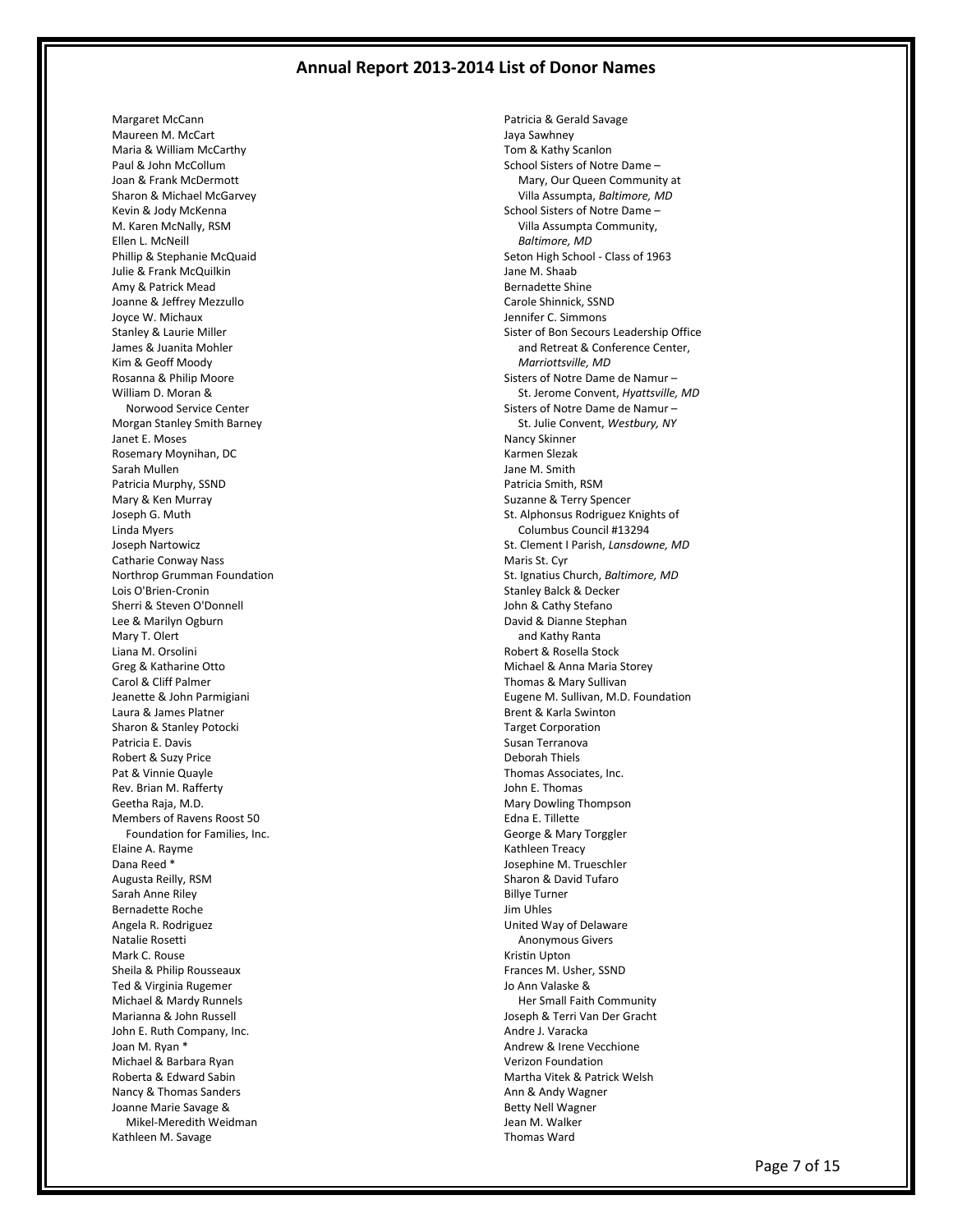## Annual Report 2013-2014 List of Donor Names

Margaret McCann
Maureen M. McCart
Maria & William McCarthy
Paul & John McCollum
Joan & Frank McDermott
Sharon & Michael McGarvey
Kevin & Jody McKenna
M. Karen McNally, RSM
Ellen L. McNeill
Phillip & Stephanie McQuaid
Julie & Frank McQuilkin
Amy & Patrick Mead
Joanne & Jeffrey Mezzullo
Joyce W. Michaux
Stanley & Laurie Miller
James & Juanita Mohler
Kim & Geoff Moody
Rosanna & Philip Moore
William D. Moran &
  Norwood Service Center
Morgan Stanley Smith Barney
Janet E. Moses
Rosemary Moynihan, DC
Sarah Mullen
Patricia Murphy, SSND
Mary & Ken Murray
Joseph G. Muth
Linda Myers
Joseph Nartowicz
Catharie Conway Nass
Northrop Grumman Foundation
Lois O'Brien-Cronin
Sherri & Steven O'Donnell
Lee & Marilyn Ogburn
Mary T. Olert
Liana M. Orsolini
Greg & Katharine Otto
Carol & Cliff Palmer
Jeanette & John Parmigiani
Laura & James Platner
Sharon & Stanley Potocki
Patricia E. Davis
Robert & Suzy Price
Pat & Vinnie Quayle
Rev. Brian M. Rafferty
Geetha Raja, M.D.
Members of Ravens Roost 50
  Foundation for Families, Inc.
Elaine A. Rayme
Dana Reed *
Augusta Reilly, RSM
Sarah Anne Riley
Bernadette Roche
Angela R. Rodriguez
Natalie Rosetti
Mark C. Rouse
Sheila & Philip Rousseaux
Ted & Virginia Rugemer
Michael & Mardy Runnels
Marianna & John Russell
John E. Ruth Company, Inc.
Joan M. Ryan *
Michael & Barbara Ryan
Roberta & Edward Sabin
Nancy & Thomas Sanders
Joanne Marie Savage &
  Mikel-Meredith Weidman
Kathleen M. Savage
Patricia & Gerald Savage
Jaya Sawhney
Tom & Kathy Scanlon
School Sisters of Notre Dame –
  Mary, Our Queen Community at
  Villa Assumpta, *Baltimore, MD*
School Sisters of Notre Dame –
  Villa Assumpta Community,
  *Baltimore, MD*
Seton High School - Class of 1963
Jane M. Shaab
Bernadette Shine
Carole Shinnick, SSND
Jennifer C. Simmons
Sister of Bon Secours Leadership Office
  and Retreat & Conference Center,
  *Marriottsville, MD*
Sisters of Notre Dame de Namur –
  St. Jerome Convent, *Hyattsville, MD*
Sisters of Notre Dame de Namur –
  St. Julie Convent, *Westbury, NY*
Nancy Skinner
Karmen Slezak
Jane M. Smith
Patricia Smith, RSM
Suzanne & Terry Spencer
St. Alphonsus Rodriguez Knights of
  Columbus Council #13294
St. Clement I Parish, *Lansdowne, MD*
Maris St. Cyr
St. Ignatius Church, *Baltimore, MD*
Stanley Balck & Decker
John & Cathy Stefano
David & Dianne Stephan
  and Kathy Ranta
Robert & Rosella Stock
Michael & Anna Maria Storey
Thomas & Mary Sullivan
Eugene M. Sullivan, M.D. Foundation
Brent & Karla Swinton
Target Corporation
Susan Terranova
Deborah Thiels
Thomas Associates, Inc.
John E. Thomas
Mary Dowling Thompson
Edna E. Tillette
George & Mary Torggler
Kathleen Treacy
Josephine M. Trueschler
Sharon & David Tufaro
Billye Turner
Jim Uhles
United Way of Delaware
  Anonymous Givers
Kristin Upton
Frances M. Usher, SSND
Jo Ann Valaske &
  Her Small Faith Community
Joseph & Terri Van Der Gracht
Andre J. Varacka
Andrew & Irene Vecchione
Verizon Foundation
Martha Vitek & Patrick Welsh
Ann & Andy Wagner
Betty Nell Wagner
Jean M. Walker
Thomas Ward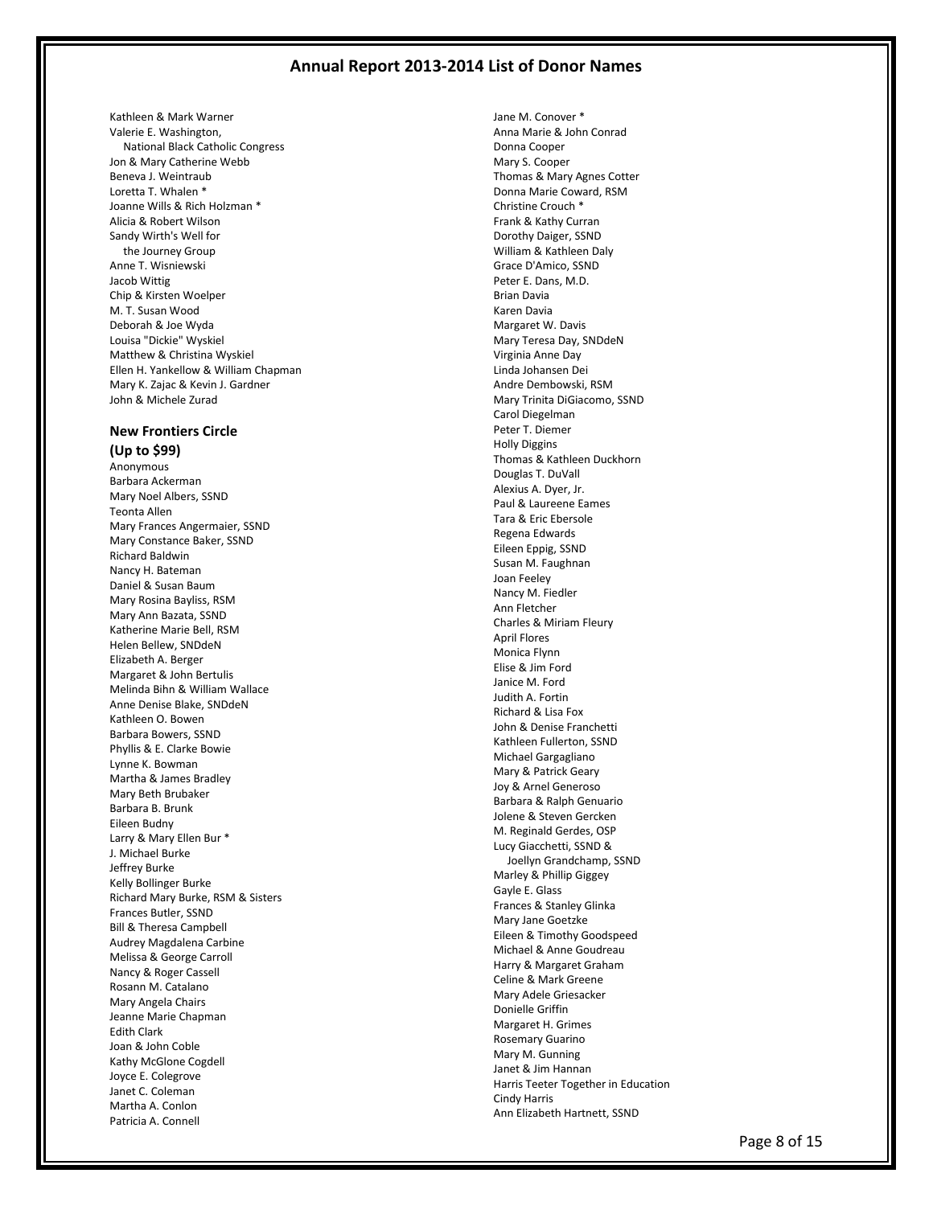# Annual Report 2013-2014 List of Donor Names

Kathleen & Mark Warner
Valerie E. Washington,
National Black Catholic Congress
Jon & Mary Catherine Webb
Beneva J. Weintraub
Loretta T. Whalen *
Joanne Wills & Rich Holzman *
Alicia & Robert Wilson
Sandy Wirth's Well for
the Journey Group
Anne T. Wisniewski
Jacob Wittig
Chip & Kirsten Woelper
M. T. Susan Wood
Deborah & Joe Wyda
Louisa "Dickie" Wyskiel
Matthew & Christina Wyskiel
Ellen H. Yankellow & William Chapman
Mary K. Zajac & Kevin J. Gardner
John & Michele Zurad

## New Frontiers Circle
## (Up to $99)

Anonymous
Barbara Ackerman
Mary Noel Albers, SSND
Teonta Allen
Mary Frances Angermaier, SSND
Mary Constance Baker, SSND
Richard Baldwin
Nancy H. Bateman
Daniel & Susan Baum
Mary Rosina Bayliss, RSM
Mary Ann Bazata, SSND
Katherine Marie Bell, RSM
Helen Bellew, SNDdeN
Elizabeth A. Berger
Margaret & John Bertulis
Melinda Bihn & William Wallace
Anne Denise Blake, SNDdeN
Kathleen O. Bowen
Barbara Bowers, SSND
Phyllis & E. Clarke Bowie
Lynne K. Bowman
Martha & James Bradley
Mary Beth Brubaker
Barbara B. Brunk
Eileen Budny
Larry & Mary Ellen Bur *
J. Michael Burke
Jeffrey Burke
Kelly Bollinger Burke
Richard Mary Burke, RSM & Sisters
Frances Butler, SSND
Bill & Theresa Campbell
Audrey Magdalena Carbine
Melissa & George Carroll
Nancy & Roger Cassell
Rosann M. Catalano
Mary Angela Chairs
Jeanne Marie Chapman
Edith Clark
Joan & John Coble
Kathy McGlone Cogdell
Joyce E. Colegrove
Janet C. Coleman
Martha A. Conlon
Patricia A. Connell
Jane M. Conover *
Anna Marie & John Conrad
Donna Cooper
Mary S. Cooper
Thomas & Mary Agnes Cotter
Donna Marie Coward, RSM
Christine Crouch *
Frank & Kathy Curran
Dorothy Daiger, SSND
William & Kathleen Daly
Grace D'Amico, SSND
Peter E. Dans, M.D.
Brian Davia
Karen Davia
Margaret W. Davis
Mary Teresa Day, SNDdeN
Virginia Anne Day
Linda Johansen Dei
Andre Dembowski, RSM
Mary Trinita DiGiacomo, SSND
Carol Diegelman
Peter T. Diemer
Holly Diggins
Thomas & Kathleen Duckhorn
Douglas T. DuVall
Alexius A. Dyer, Jr.
Paul & Laureene Eames
Tara & Eric Ebersole
Regena Edwards
Eileen Eppig, SSND
Susan M. Faughnan
Joan Feeley
Nancy M. Fiedler
Ann Fletcher
Charles & Miriam Fleury
April Flores
Monica Flynn
Elise & Jim Ford
Janice M. Ford
Judith A. Fortin
Richard & Lisa Fox
John & Denise Franchetti
Kathleen Fullerton, SSND
Michael Gargagliano
Mary & Patrick Geary
Joy & Arnel Generoso
Barbara & Ralph Genuario
Jolene & Steven Gercken
M. Reginald Gerdes, OSP
Lucy Giacchetti, SSND &
Joellyn Grandchamp, SSND
Marley & Phillip Giggey
Gayle E. Glass
Frances & Stanley Glinka
Mary Jane Goetzke
Eileen & Timothy Goodspeed
Michael & Anne Goudreau
Harry & Margaret Graham
Celine & Mark Greene
Mary Adele Griesacker
Donielle Griffin
Margaret H. Grimes
Rosemary Guarino
Mary M. Gunning
Janet & Jim Hannan
Harris Teeter Together in Education
Cindy Harris
Ann Elizabeth Hartnett, SSND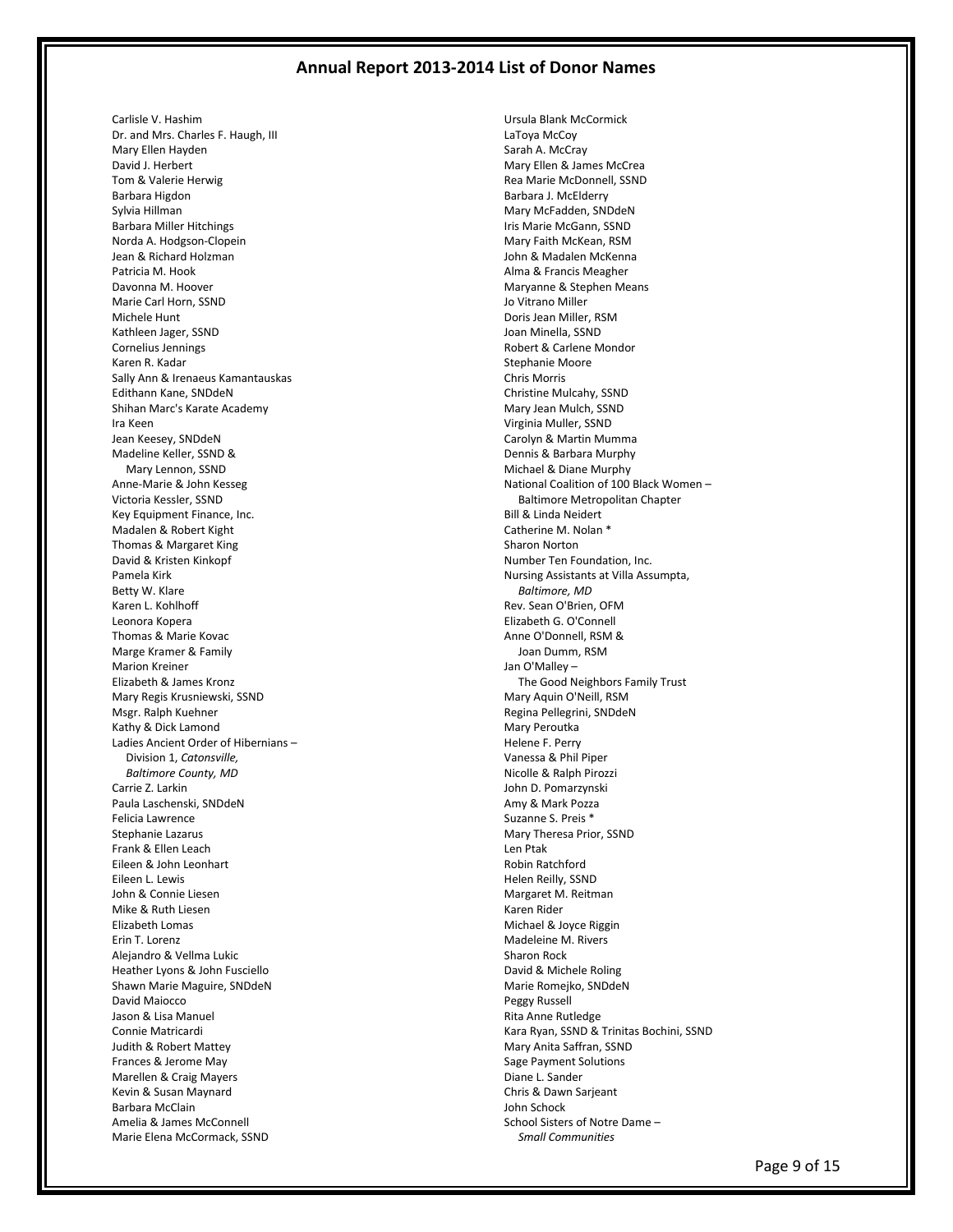## Annual Report 2013-2014 List of Donor Names

Carlisle V. Hashim
Dr. and Mrs. Charles F. Haugh, III
Mary Ellen Hayden
David J. Herbert
Tom & Valerie Herwig
Barbara Higdon
Sylvia Hillman
Barbara Miller Hitchings
Norda A. Hodgson-Clopein
Jean & Richard Holzman
Patricia M. Hook
Davonna M. Hoover
Marie Carl Horn, SSND
Michele Hunt
Kathleen Jager, SSND
Cornelius Jennings
Karen R. Kadar
Sally Ann & Irenaeus Kamantauskas
Edithann Kane, SNDdeN
Shihan Marc's Karate Academy
Ira Keen
Jean Keesey, SNDdeN
Madeline Keller, SSND &
Mary Lennon, SSND
Anne-Marie & John Kesseg
Victoria Kessler, SSND
Key Equipment Finance, Inc.
Madalen & Robert Kight
Thomas & Margaret King
David & Kristen Kinkopf
Pamela Kirk
Betty W. Klare
Karen L. Kohlhoff
Leonora Kopera
Thomas & Marie Kovac
Marge Kramer & Family
Marion Kreiner
Elizabeth & James Kronz
Mary Regis Krusniewski, SSND
Msgr. Ralph Kuehner
Kathy & Dick Lamond
Ladies Ancient Order of Hibernians –
Division 1, *Catonsville, Baltimore County, MD*
Carrie Z. Larkin
Paula Laschenski, SNDdeN
Felicia Lawrence
Stephanie Lazarus
Frank & Ellen Leach
Eileen & John Leonhart
Eileen L. Lewis
John & Connie Liesen
Mike & Ruth Liesen
Elizabeth Lomas
Erin T. Lorenz
Alejandro & Vellma Lukic
Heather Lyons & John Fusciello
Shawn Marie Maguire, SNDdeN
David Maiocco
Jason & Lisa Manuel
Connie Matricardi
Judith & Robert Mattey
Frances & Jerome May
Marellen & Craig Mayers
Kevin & Susan Maynard
Barbara McClain
Amelia & James McConnell
Marie Elena McCormack, SSND
Ursula Blank McCormick
LaToya McCoy
Sarah A. McCray
Mary Ellen & James McCrea
Rea Marie McDonnell, SSND
Barbara J. McElderry
Mary McFadden, SNDdeN
Iris Marie McGann, SSND
Mary Faith McKean, RSM
John & Madalen McKenna
Alma & Francis Meagher
Maryanne & Stephen Means
Jo Vitrano Miller
Doris Jean Miller, RSM
Joan Minella, SSND
Robert & Carlene Mondor
Stephanie Moore
Chris Morris
Christine Mulcahy, SSND
Mary Jean Mulch, SSND
Virginia Muller, SSND
Carolyn & Martin Mumma
Dennis & Barbara Murphy
Michael & Diane Murphy
National Coalition of 100 Black Women –
Baltimore Metropolitan Chapter
Bill & Linda Neidert
Catherine M. Nolan *
Sharon Norton
Number Ten Foundation, Inc.
Nursing Assistants at Villa Assumpta,
*Baltimore, MD*
Rev. Sean O'Brien, OFM
Elizabeth G. O'Connell
Anne O'Donnell, RSM &
Joan Dumm, RSM
Jan O'Malley –
The Good Neighbors Family Trust
Mary Aquin O'Neill, RSM
Regina Pellegrini, SNDdeN
Mary Peroutka
Helene F. Perry
Vanessa & Phil Piper
Nicolle & Ralph Pirozzi
John D. Pomarzynski
Amy & Mark Pozza
Suzanne S. Preis *
Mary Theresa Prior, SSND
Len Ptak
Robin Ratchford
Helen Reilly, SSND
Margaret M. Reitman
Karen Rider
Michael & Joyce Riggin
Madeleine M. Rivers
Sharon Rock
David & Michele Roling
Marie Romejko, SNDdeN
Peggy Russell
Rita Anne Rutledge
Kara Ryan, SSND & Trinitas Bochini, SSND
Mary Anita Saffran, SSND
Sage Payment Solutions
Diane L. Sander
Chris & Dawn Sarjeant
John Schock
School Sisters of Notre Dame –
*Small Communities*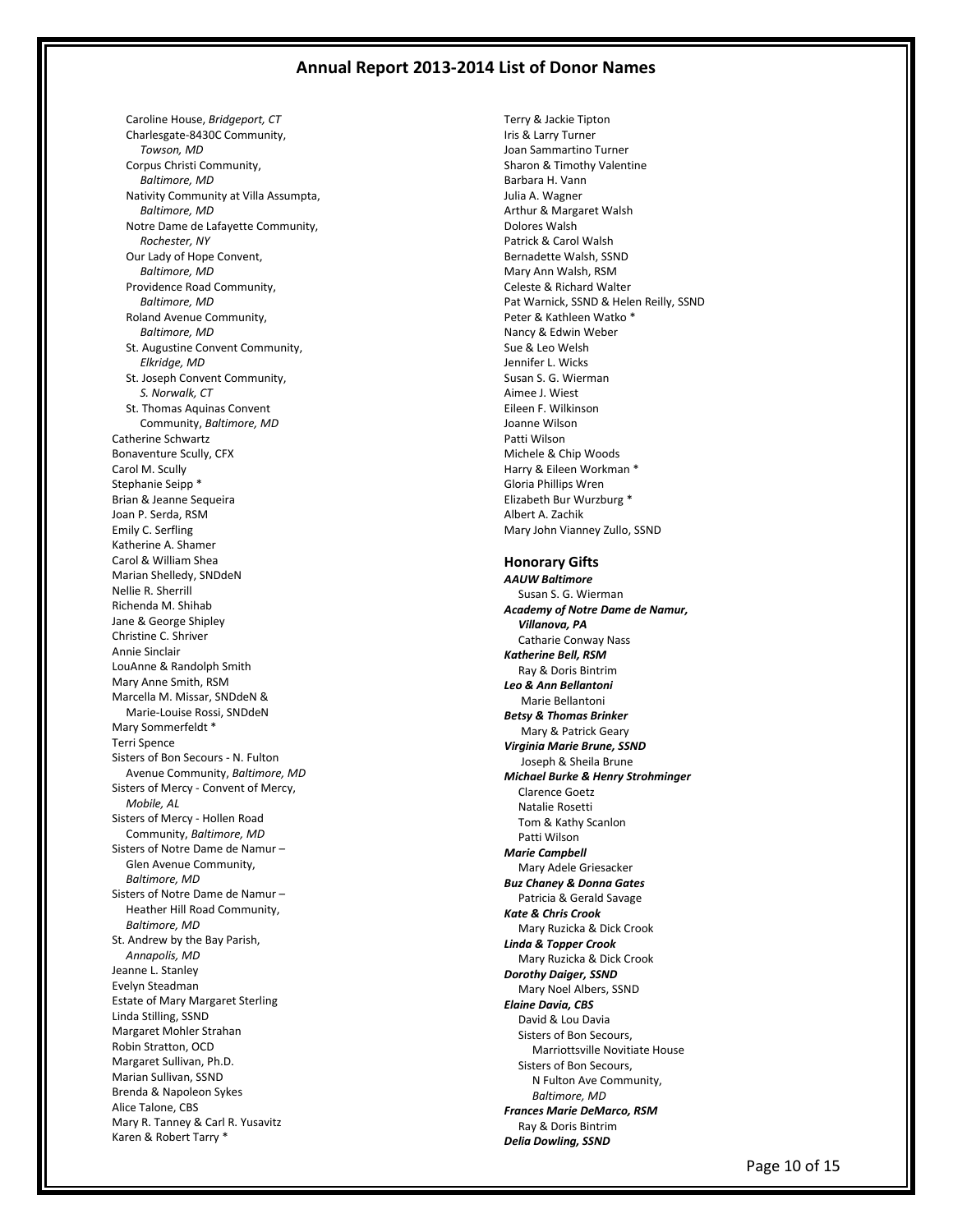# Annual Report 2013-2014 List of Donor Names

Caroline House, *Bridgeport, CT*
Charlesgate-8430C Community, *Towson, MD*
Corpus Christi Community, *Baltimore, MD*
Nativity Community at Villa Assumpta, *Baltimore, MD*
Notre Dame de Lafayette Community, *Rochester, NY*
Our Lady of Hope Convent, *Baltimore, MD*
Providence Road Community, *Baltimore, MD*
Roland Avenue Community, *Baltimore, MD*
St. Augustine Convent Community, *Elkridge, MD*
St. Joseph Convent Community, *S. Norwalk, CT*
St. Thomas Aquinas Convent Community, *Baltimore, MD*
Catherine Schwartz
Bonaventure Scully, CFX
Carol M. Scully
Stephanie Seipp *
Brian & Jeanne Sequeira
Joan P. Serda, RSM
Emily C. Serfling
Katherine A. Shamer
Carol & William Shea
Marian Shelledy, SNDdeN
Nellie R. Sherrill
Richenda M. Shihab
Jane & George Shipley
Christine C. Shriver
Annie Sinclair
LouAnne & Randolph Smith
Mary Anne Smith, RSM
Marcella M. Missar, SNDdeN & Marie-Louise Rossi, SNDdeN
Mary Sommerfeldt *
Terri Spence
Sisters of Bon Secours - N. Fulton Avenue Community, *Baltimore, MD*
Sisters of Mercy - Convent of Mercy, *Mobile, AL*
Sisters of Mercy - Hollen Road Community, *Baltimore, MD*
Sisters of Notre Dame de Namur – Glen Avenue Community, *Baltimore, MD*
Sisters of Notre Dame de Namur – Heather Hill Road Community, *Baltimore, MD*
St. Andrew by the Bay Parish, *Annapolis, MD*
Jeanne L. Stanley
Evelyn Steadman
Estate of Mary Margaret Sterling
Linda Stilling, SSND
Margaret Mohler Strahan
Robin Stratton, OCD
Margaret Sullivan, Ph.D.
Marian Sullivan, SSND
Brenda & Napoleon Sykes
Alice Talone, CBS
Mary R. Tanney & Carl R. Yusavitz
Karen & Robert Tarry *
Terry & Jackie Tipton
Iris & Larry Turner
Joan Sammartino Turner
Sharon & Timothy Valentine
Barbara H. Vann
Julia A. Wagner
Arthur & Margaret Walsh
Dolores Walsh
Patrick & Carol Walsh
Bernadette Walsh, SSND
Mary Ann Walsh, RSM
Celeste & Richard Walter
Pat Warnick, SSND & Helen Reilly, SSND
Peter & Kathleen Watko *
Nancy & Edwin Weber
Sue & Leo Welsh
Jennifer L. Wicks
Susan S. G. Wierman
Aimee J. Wiest
Eileen F. Wilkinson
Joanne Wilson
Patti Wilson
Michele & Chip Woods
Harry & Eileen Workman *
Gloria Phillips Wren
Elizabeth Bur Wurzburg *
Albert A. Zachik
Mary John Vianney Zullo, SSND

## Honorary Gifts

***AAUW Baltimore***
Susan S. G. Wierman

***Academy of Notre Dame de Namur, Villanova, PA***
Catharie Conway Nass

***Katherine Bell, RSM***
Ray & Doris Bintrim

***Leo & Ann Bellantoni***
Marie Bellantoni

***Betsy & Thomas Brinker***
Mary & Patrick Geary

***Virginia Marie Brune, SSND***
Joseph & Sheila Brune

***Michael Burke & Henry Strohminger***
Clarence Goetz
Natalie Rosetti
Tom & Kathy Scanlon
Patti Wilson

***Marie Campbell***
Mary Adele Griesacker

***Buz Chaney & Donna Gates***
Patricia & Gerald Savage

***Kate & Chris Crook***
Mary Ruzicka & Dick Crook

***Linda & Topper Crook***
Mary Ruzicka & Dick Crook

***Dorothy Daiger, SSND***
Mary Noel Albers, SSND

***Elaine Davia, CBS***
David & Lou Davia
Sisters of Bon Secours, Marriottsville Novitiate House
Sisters of Bon Secours, N Fulton Ave Community, *Baltimore, MD*

***Frances Marie DeMarco, RSM***
Ray & Doris Bintrim

***Delia Dowling, SSND***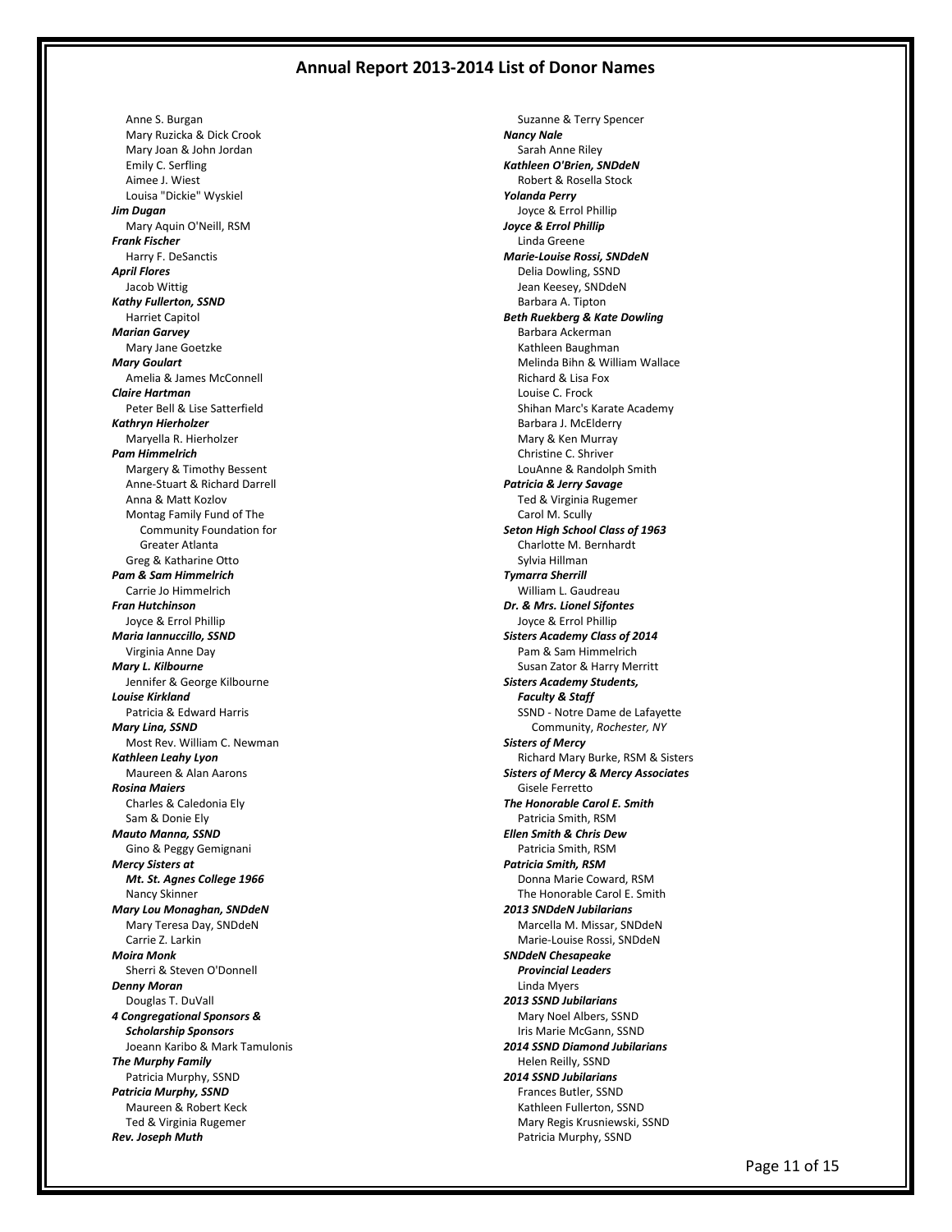# Annual Report 2013-2014 List of Donor Names

Anne S. Burgan
Mary Ruzicka & Dick Crook
Mary Joan & John Jordan
Emily C. Serfling
Aimee J. Wiest
Louisa "Dickie" Wyskiel

***Jim Dugan***
Mary Aquin O'Neill, RSM

***Frank Fischer***
Harry F. DeSanctis

***April Flores***
Jacob Wittig

***Kathy Fullerton, SSND***
Harriet Capitol

***Marian Garvey***
Mary Jane Goetzke

***Mary Goulart***
Amelia & James McConnell

***Claire Hartman***
Peter Bell & Lise Satterfield

***Kathryn Hierholzer***
Maryella R. Hierholzer

***Pam Himmelrich***
Margery & Timothy Bessent
Anne-Stuart & Richard Darrell
Anna & Matt Kozlov
Montag Family Fund of The Community Foundation for Greater Atlanta
Greg & Katharine Otto

***Pam & Sam Himmelrich***
Carrie Jo Himmelrich

***Fran Hutchinson***
Joyce & Errol Phillip

***Maria Iannuccillo, SSND***
Virginia Anne Day

***Mary L. Kilbourne***
Jennifer & George Kilbourne

***Louise Kirkland***
Patricia & Edward Harris

***Mary Lina, SSND***
Most Rev. William C. Newman

***Kathleen Leahy Lyon***
Maureen & Alan Aarons

***Rosina Maiers***
Charles & Caledonia Ely
Sam & Donie Ely

***Mauto Manna, SSND***
Gino & Peggy Gemignani

***Mercy Sisters at Mt. St. Agnes College 1966***
Nancy Skinner

***Mary Lou Monaghan, SNDdeN***
Mary Teresa Day, SNDdeN
Carrie Z. Larkin

***Moira Monk***
Sherri & Steven O'Donnell

***Denny Moran***
Douglas T. DuVall

***4 Congregational Sponsors & Scholarship Sponsors***
Joeann Karibo & Mark Tamulonis

***The Murphy Family***
Patricia Murphy, SSND

***Patricia Murphy, SSND***
Maureen & Robert Keck
Ted & Virginia Rugemer

***Rev. Joseph Muth***
Suzanne & Terry Spencer

***Nancy Nale***
Sarah Anne Riley

***Kathleen O'Brien, SNDdeN***
Robert & Rosella Stock

***Yolanda Perry***
Joyce & Errol Phillip

***Joyce & Errol Phillip***
Linda Greene

***Marie-Louise Rossi, SNDdeN***
Delia Dowling, SSND
Jean Keesey, SNDdeN
Barbara A. Tipton

***Beth Ruekberg & Kate Dowling***
Barbara Ackerman
Kathleen Baughman
Melinda Bihn & William Wallace
Richard & Lisa Fox
Louise C. Frock
Shihan Marc's Karate Academy
Barbara J. McElderry
Mary & Ken Murray
Christine C. Shriver
LouAnne & Randolph Smith

***Patricia & Jerry Savage***
Ted & Virginia Rugemer
Carol M. Scully

***Seton High School Class of 1963***
Charlotte M. Bernhardt
Sylvia Hillman

***Tymarra Sherrill***
William L. Gaudreau

***Dr. & Mrs. Lionel Sifontes***
Joyce & Errol Phillip

***Sisters Academy Class of 2014***
Pam & Sam Himmelrich
Susan Zator & Harry Merritt

***Sisters Academy Students, Faculty & Staff***
SSND - Notre Dame de Lafayette Community, *Rochester, NY*

***Sisters of Mercy***
Richard Mary Burke, RSM & Sisters

***Sisters of Mercy & Mercy Associates***
Gisele Ferretto

***The Honorable Carol E. Smith***
Patricia Smith, RSM

***Ellen Smith & Chris Dew***
Patricia Smith, RSM

***Patricia Smith, RSM***
Donna Marie Coward, RSM
The Honorable Carol E. Smith

***2013 SNDdeN Jubilarians***
Marcella M. Missar, SNDdeN
Marie-Louise Rossi, SNDdeN

***SNDdeN Chesapeake Provincial Leaders***
Linda Myers

***2013 SSND Jubilarians***
Mary Noel Albers, SSND
Iris Marie McGann, SSND

***2014 SSND Diamond Jubilarians***
Helen Reilly, SSND

***2014 SSND Jubilarians***
Frances Butler, SSND
Kathleen Fullerton, SSND
Mary Regis Krusniewski, SSND
Patricia Murphy, SSND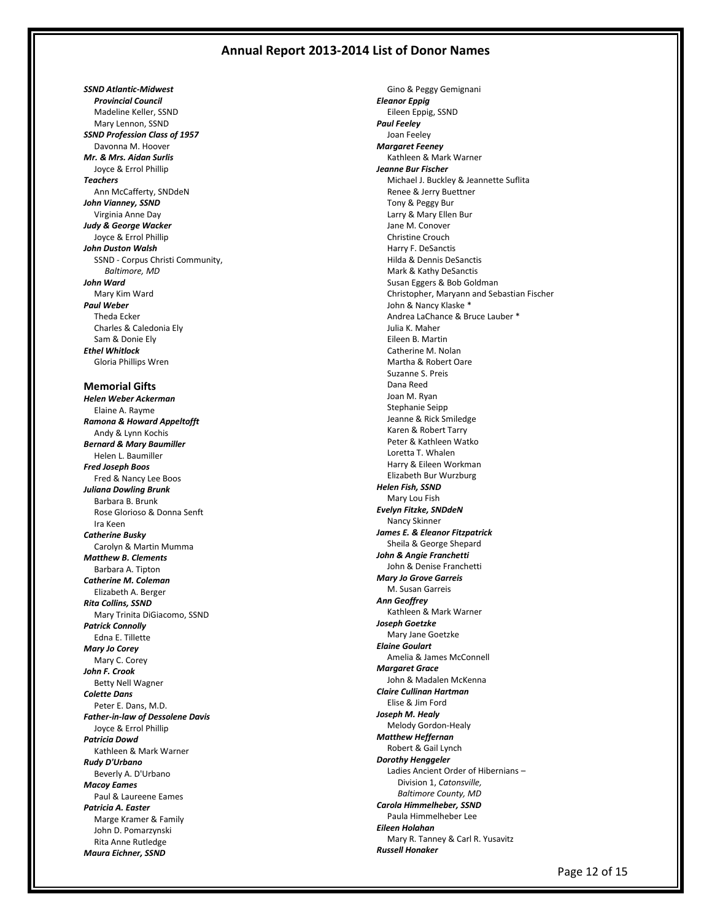# Annual Report 2013-2014 List of Donor Names

***SSND Atlantic-Midwest Provincial Council***
Madeline Keller, SSND
Mary Lennon, SSND

***SSND Profession Class of 1957***
Davonna M. Hoover

***Mr. & Mrs. Aidan Surlis***
Joyce & Errol Phillip

***Teachers***
Ann McCafferty, SNDdeN

***John Vianney, SSND***
Virginia Anne Day

***Judy & George Wacker***
Joyce & Errol Phillip

***John Duston Walsh***
SSND - Corpus Christi Community, *Baltimore, MD*

***John Ward***
Mary Kim Ward

***Paul Weber***
Theda Ecker
Charles & Caledonia Ely
Sam & Donie Ely

***Ethel Whitlock***
Gloria Phillips Wren

## Memorial Gifts

***Helen Weber Ackerman***
Elaine A. Rayme

***Ramona & Howard Appeltofft***
Andy & Lynn Kochis

***Bernard & Mary Baumiller***
Helen L. Baumiller

***Fred Joseph Boos***
Fred & Nancy Lee Boos

***Juliana Dowling Brunk***
Barbara B. Brunk
Rose Glorioso & Donna Senft
Ira Keen

***Catherine Busky***
Carolyn & Martin Mumma

***Matthew B. Clements***
Barbara A. Tipton

***Catherine M. Coleman***
Elizabeth A. Berger

***Rita Collins, SSND***
Mary Trinita DiGiacomo, SSND

***Patrick Connolly***
Edna E. Tillette

***Mary Jo Corey***
Mary C. Corey

***John F. Crook***
Betty Nell Wagner

***Colette Dans***
Peter E. Dans, M.D.

***Father-in-law of Dessolene Davis***
Joyce & Errol Phillip

***Patricia Dowd***
Kathleen & Mark Warner

***Rudy D'Urbano***
Beverly A. D'Urbano

***Macoy Eames***
Paul & Laureene Eames

***Patricia A. Easter***
Marge Kramer & Family
John D. Pomarzynski
Rita Anne Rutledge

***Maura Eichner, SSND***
Gino & Peggy Gemignani

***Eleanor Eppig***
Eileen Eppig, SSND

***Paul Feeley***
Joan Feeley

***Margaret Feeney***
Kathleen & Mark Warner

***Jeanne Bur Fischer***
Michael J. Buckley & Jeannette Suflita
Renee & Jerry Buettner
Tony & Peggy Bur
Larry & Mary Ellen Bur
Jane M. Conover
Christine Crouch
Harry F. DeSanctis
Hilda & Dennis DeSanctis
Mark & Kathy DeSanctis
Susan Eggers & Bob Goldman
Christopher, Maryann and Sebastian Fischer
John & Nancy Klaske *
Andrea LaChance & Bruce Lauber *
Julia K. Maher
Eileen B. Martin
Catherine M. Nolan
Martha & Robert Oare
Suzanne S. Preis
Dana Reed
Joan M. Ryan
Stephanie Seipp
Jeanne & Rick Smiledge
Karen & Robert Tarry
Peter & Kathleen Watko
Loretta T. Whalen
Harry & Eileen Workman
Elizabeth Bur Wurzburg

***Helen Fish, SSND***
Mary Lou Fish

***Evelyn Fitzke, SNDdeN***
Nancy Skinner

***James E. & Eleanor Fitzpatrick***
Sheila & George Shepard

***John & Angie Franchetti***
John & Denise Franchetti

***Mary Jo Grove Garreis***
M. Susan Garreis

***Ann Geoffrey***
Kathleen & Mark Warner

***Joseph Goetzke***
Mary Jane Goetzke

***Elaine Goulart***
Amelia & James McConnell

***Margaret Grace***
John & Madalen McKenna

***Claire Cullinan Hartman***
Elise & Jim Ford

***Joseph M. Healy***
Melody Gordon-Healy

***Matthew Heffernan***
Robert & Gail Lynch

***Dorothy Henggeler***
Ladies Ancient Order of Hibernians – Division 1, *Catonsville, Baltimore County, MD*

***Carola Himmelheber, SSND***
Paula Himmelheber Lee

***Eileen Holahan***
Mary R. Tanney & Carl R. Yusavitz

***Russell Honaker***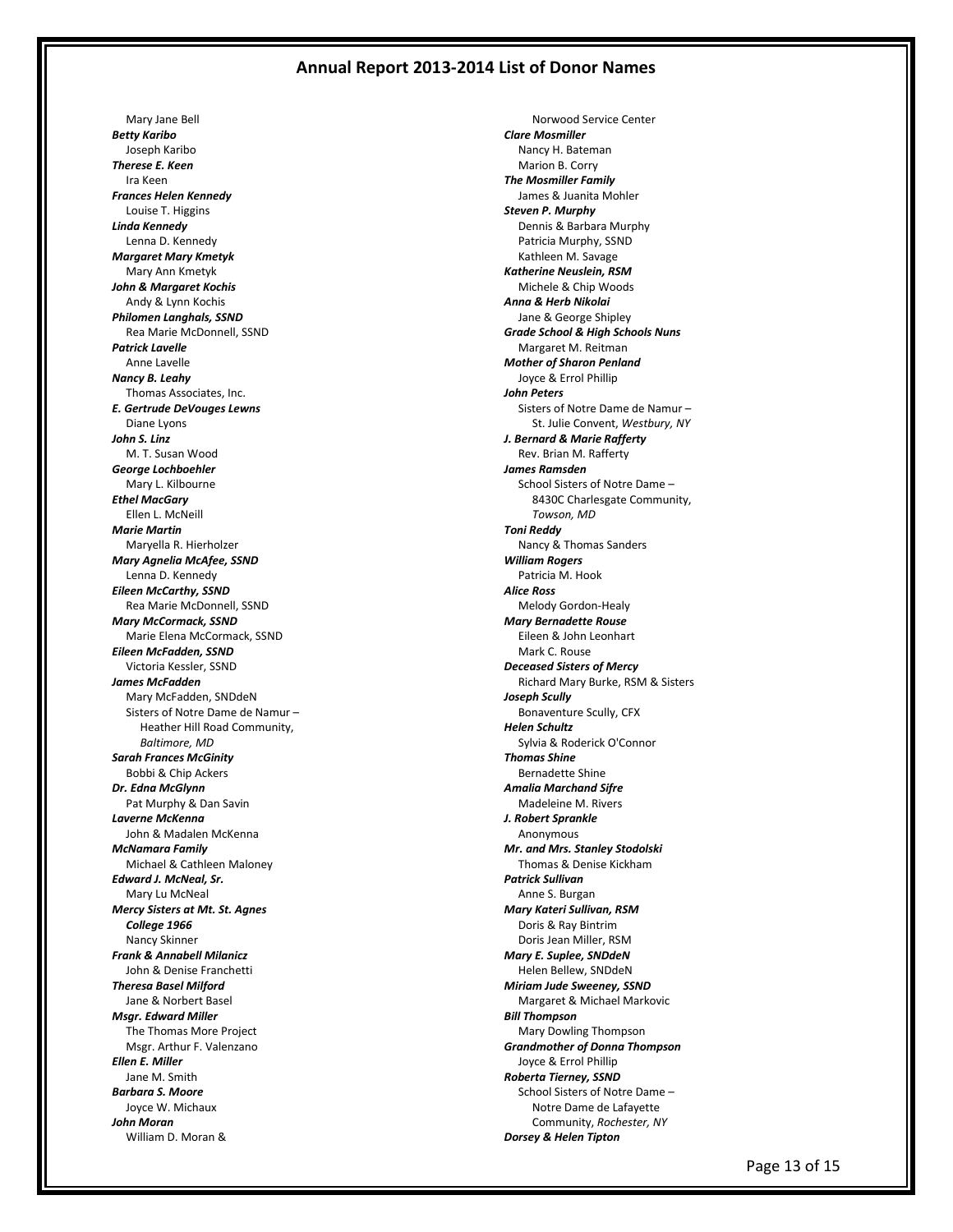# Annual Report 2013-2014 List of Donor Names

Mary Jane Bell

***Betty Karibo***
Joseph Karibo

***Therese E. Keen***
Ira Keen

***Frances Helen Kennedy***
Louise T. Higgins

***Linda Kennedy***
Lenna D. Kennedy

***Margaret Mary Kmetyk***
Mary Ann Kmetyk

***John & Margaret Kochis***
Andy & Lynn Kochis

***Philomen Langhals, SSND***
Rea Marie McDonnell, SSND

***Patrick Lavelle***
Anne Lavelle

***Nancy B. Leahy***
Thomas Associates, Inc.

***E. Gertrude DeVouges Lewns***
Diane Lyons

***John S. Linz***
M. T. Susan Wood

***George Lochboehler***
Mary L. Kilbourne

***Ethel MacGary***
Ellen L. McNeill

***Marie Martin***
Maryella R. Hierholzer

***Mary Agnelia McAfee, SSND***
Lenna D. Kennedy

***Eileen McCarthy, SSND***
Rea Marie McDonnell, SSND

***Mary McCormack, SSND***
Marie Elena McCormack, SSND

***Eileen McFadden, SSND***
Victoria Kessler, SSND

***James McFadden***
Mary McFadden, SNDdeN
Sisters of Notre Dame de Namur – Heather Hill Road Community, *Baltimore, MD*

***Sarah Frances McGinity***
Bobbi & Chip Ackers

***Dr. Edna McGlynn***
Pat Murphy & Dan Savin

***Laverne McKenna***
John & Madalen McKenna

***McNamara Family***
Michael & Cathleen Maloney

***Edward J. McNeal, Sr.***
Mary Lu McNeal

***Mercy Sisters at Mt. St. Agnes College 1966***
Nancy Skinner

***Frank & Annabell Milanicz***
John & Denise Franchetti

***Theresa Basel Milford***
Jane & Norbert Basel

***Msgr. Edward Miller***
The Thomas More Project
Msgr. Arthur F. Valenzano

***Ellen E. Miller***
Jane M. Smith

***Barbara S. Moore***
Joyce W. Michaux

***John Moran***
William D. Moran &
Norwood Service Center

***Clare Mosmiller***
Nancy H. Bateman
Marion B. Corry

***The Mosmiller Family***
James & Juanita Mohler

***Steven P. Murphy***
Dennis & Barbara Murphy
Patricia Murphy, SSND
Kathleen M. Savage

***Katherine Neuslein, RSM***
Michele & Chip Woods

***Anna & Herb Nikolai***
Jane & George Shipley

***Grade School & High Schools Nuns***
Margaret M. Reitman

***Mother of Sharon Penland***
Joyce & Errol Phillip

***John Peters***
Sisters of Notre Dame de Namur – St. Julie Convent, *Westbury, NY*

***J. Bernard & Marie Rafferty***
Rev. Brian M. Rafferty

***James Ramsden***
School Sisters of Notre Dame – 8430C Charlesgate Community, *Towson, MD*

***Toni Reddy***
Nancy & Thomas Sanders

***William Rogers***
Patricia M. Hook

***Alice Ross***
Melody Gordon-Healy

***Mary Bernadette Rouse***
Eileen & John Leonhart
Mark C. Rouse

***Deceased Sisters of Mercy***
Richard Mary Burke, RSM & Sisters

***Joseph Scully***
Bonaventure Scully, CFX

***Helen Schultz***
Sylvia & Roderick O'Connor

***Thomas Shine***
Bernadette Shine

***Amalia Marchand Sifre***
Madeleine M. Rivers

***J. Robert Sprankle***
Anonymous

***Mr. and Mrs. Stanley Stodolski***
Thomas & Denise Kickham

***Patrick Sullivan***
Anne S. Burgan

***Mary Kateri Sullivan, RSM***
Doris & Ray Bintrim
Doris Jean Miller, RSM

***Mary E. Suplee, SNDdeN***
Helen Bellew, SNDdeN

***Miriam Jude Sweeney, SSND***
Margaret & Michael Markovic

***Bill Thompson***
Mary Dowling Thompson

***Grandmother of Donna Thompson***
Joyce & Errol Phillip

***Roberta Tierney, SSND***
School Sisters of Notre Dame – Notre Dame de Lafayette Community, *Rochester, NY*

***Dorsey & Helen Tipton***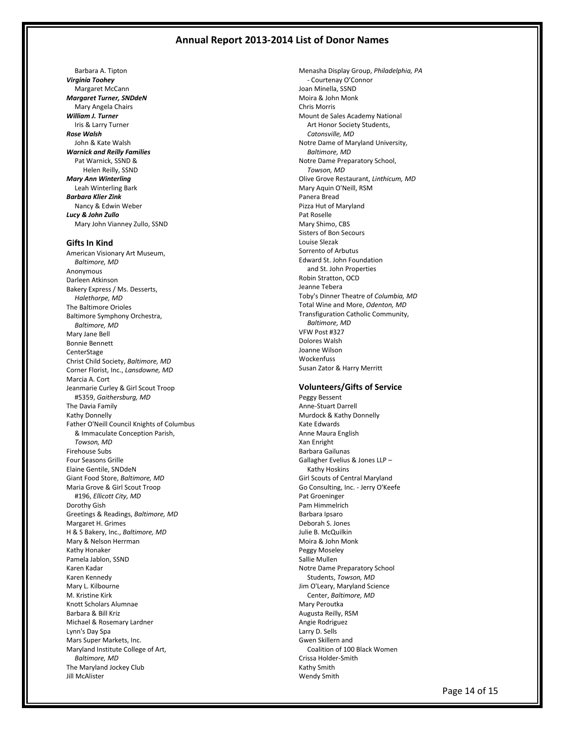# Annual Report 2013-2014 List of Donor Names

Barbara A. Tipton

***Virginia Toohey***

Margaret McCann

***Margaret Turner, SNDdeN***

Mary Angela Chairs

***William J. Turner***

Iris & Larry Turner

***Rose Walsh***

John & Kate Walsh

***Warnick and Reilly Families***

Pat Warnick, SSND & Helen Reilly, SSND

***Mary Ann Winterling***

Leah Winterling Bark

***Barbara Klier Zink***

Nancy & Edwin Weber

***Lucy & John Zullo***

Mary John Vianney Zullo, SSND

### Gifts In Kind

American Visionary Art Museum, *Baltimore, MD*
Anonymous
Darleen Atkinson
Bakery Express / Ms. Desserts, *Halethorpe, MD*
The Baltimore Orioles
Baltimore Symphony Orchestra, *Baltimore, MD*
Mary Jane Bell
Bonnie Bennett
CenterStage
Christ Child Society, *Baltimore, MD*
Corner Florist, Inc., *Lansdowne, MD*
Marcia A. Cort
Jeanmarie Curley & Girl Scout Troop #5359, *Gaithersburg, MD*
The Davia Family
Kathy Donnelly
Father O'Neill Council Knights of Columbus & Immaculate Conception Parish, *Towson, MD*
Firehouse Subs
Four Seasons Grille
Elaine Gentile, SNDdeN
Giant Food Store, *Baltimore, MD*
Maria Grove & Girl Scout Troop #196, *Ellicott City, MD*
Dorothy Gish
Greetings & Readings, *Baltimore, MD*
Margaret H. Grimes
H & S Bakery, Inc., *Baltimore, MD*
Mary & Nelson Herrman
Kathy Honaker
Pamela Jablon, SSND
Karen Kadar
Karen Kennedy
Mary L. Kilbourne
M. Kristine Kirk
Knott Scholars Alumnae
Barbara & Bill Kriz
Michael & Rosemary Lardner
Lynn's Day Spa
Mars Super Markets, Inc.
Maryland Institute College of Art, *Baltimore, MD*
The Maryland Jockey Club
Jill McAlister
Menasha Display Group, *Philadelphia, PA* - Courtenay O'Connor
Joan Minella, SSND
Moira & John Monk
Chris Morris
Mount de Sales Academy National Art Honor Society Students, *Catonsville, MD*
Notre Dame of Maryland University, *Baltimore, MD*
Notre Dame Preparatory School, *Towson, MD*
Olive Grove Restaurant, *Linthicum, MD*
Mary Aquin O'Neill, RSM
Panera Bread
Pizza Hut of Maryland
Pat Roselle
Mary Shimo, CBS
Sisters of Bon Secours
Louise Slezak
Sorrento of Arbutus
Edward St. John Foundation and St. John Properties
Robin Stratton, OCD
Jeanne Tebera
Toby's Dinner Theatre of *Columbia, MD*
Total Wine and More, *Odenton, MD*
Transfiguration Catholic Community, *Baltimore, MD*
VFW Post #327
Dolores Walsh
Joanne Wilson
Wockenfuss
Susan Zator & Harry Merritt

### Volunteers/Gifts of Service

Peggy Bessent
Anne-Stuart Darrell
Murdock & Kathy Donnelly
Kate Edwards
Anne Maura English
Xan Enright
Barbara Gailunas
Gallagher Evelius & Jones LLP – Kathy Hoskins
Girl Scouts of Central Maryland
Go Consulting, Inc. - Jerry O'Keefe
Pat Groeninger
Pam Himmelrich
Barbara Ipsaro
Deborah S. Jones
Julie B. McQuilkin
Moira & John Monk
Peggy Moseley
Sallie Mullen
Notre Dame Preparatory School Students, *Towson, MD*
Jim O'Leary, Maryland Science Center, *Baltimore, MD*
Mary Peroutka
Augusta Reilly, RSM
Angie Rodriguez
Larry D. Sells
Gwen Skillern and Coalition of 100 Black Women
Crissa Holder-Smith
Kathy Smith
Wendy Smith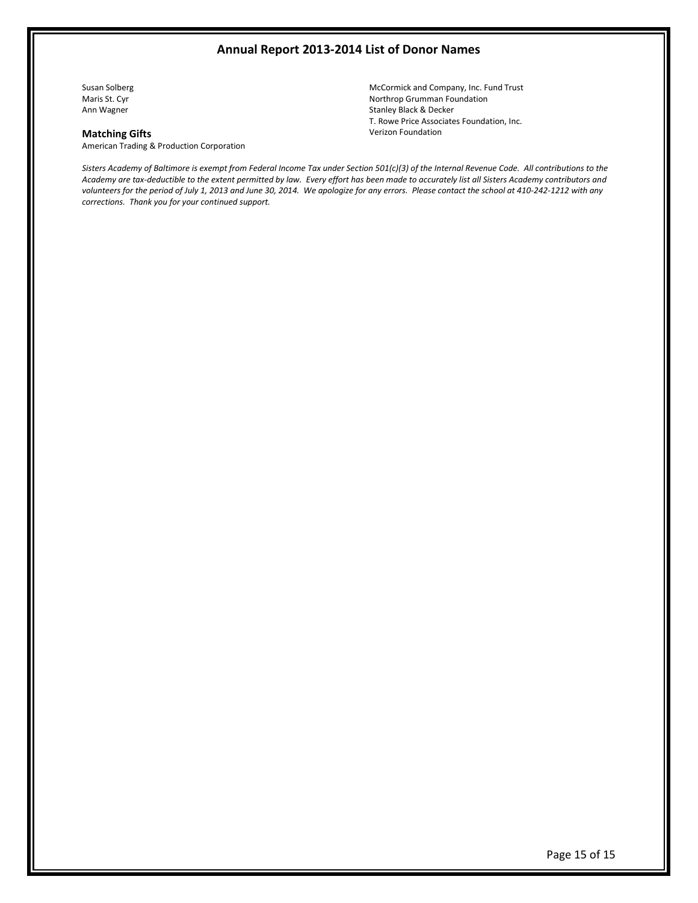# Annual Report 2013-2014 List of Donor Names

Susan Solberg
Maris St. Cyr
Ann Wagner

**Matching Gifts**

American Trading & Production Corporation
McCormick and Company, Inc. Fund Trust
Northrop Grumman Foundation
Stanley Black & Decker
T. Rowe Price Associates Foundation, Inc.
Verizon Foundation

*Sisters Academy of Baltimore is exempt from Federal Income Tax under Section 501(c)(3) of the Internal Revenue Code. All contributions to the Academy are tax-deductible to the extent permitted by law. Every effort has been made to accurately list all Sisters Academy contributors and volunteers for the period of July 1, 2013 and June 30, 2014. We apologize for any errors. Please contact the school at 410-242-1212 with any corrections. Thank you for your continued support.*